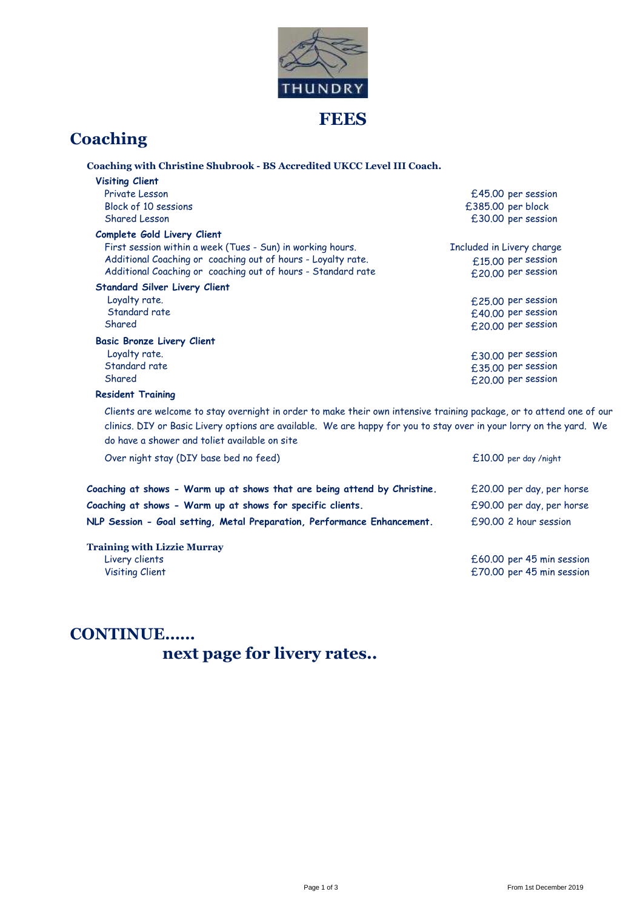THUNDRY

# FEES

## Coaching

**Coaching with Christine Shubrook - BS Accredited UKCC Level III Coach.**

| | |
|---|---|
| **Visiting Client** | |
| Private Lesson | £45.00 per session |
| Block of 10 sessions | £385.00 per block |
| Shared Lesson | £30.00 per session |
| **Complete Gold Livery Client** | |
| First session within a week (Tues - Sun) in working hours. | Included in Livery charge |
| Additional Coaching or coaching out of hours - Loyalty rate. | £15.00 per session |
| Additional Coaching or coaching out of hours - Standard rate | £20.00 per session |
| **Standard Silver Livery Client** | |
| Loyalty rate. | £25.00 per session |
| Standard rate | £40.00 per session |
| Shared | £20.00 per session |
| **Basic Bronze Livery Client** | |
| Loyalty rate. | £30.00 per session |
| Standard rate | £35.00 per session |
| Shared | £20.00 per session |

**Resident Training**

Clients are welcome to stay overnight in order to make their own intensive training package, or to attend one of our clinics. DIY or Basic Livery options are available. We are happy for you to stay over in your lorry on the yard. We do have a shower and toliet available on site

| | |
|---|---|
| Over night stay (DIY base bed no feed) | £10.00 per day /night |

| | |
|---|---|
| **Coaching at shows - Warm up at shows that are being attend by Christine.** | £20.00 per day, per horse |
| **Coaching at shows - Warm up at shows for specific clients.** | £90.00 per day, per horse |
| **NLP Session - Goal setting, Metal Preparation, Performance Enhancement.** | £90.00 2 hour session |

**Training with Lizzie Murray**

| | |
|---|---|
| Livery clients | £60.00 per 45 min session |
| Visiting Client | £70.00 per 45 min session |

## CONTINUE......

### next page for livery rates..

From 1st December 2019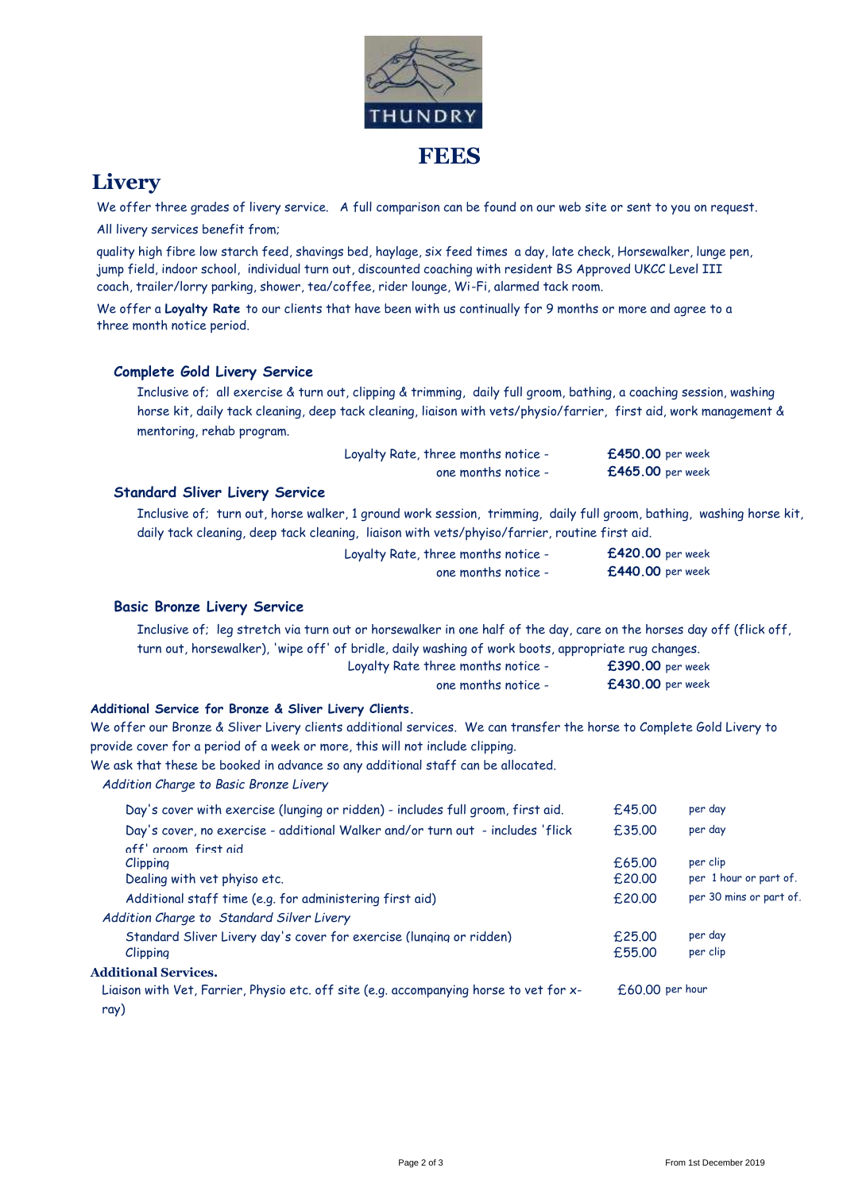# FEES

## Livery

We offer three grades of livery service. A full comparison can be found on our web site or sent to you on request.

All livery services benefit from;

quality high fibre low starch feed, shavings bed, haylage, six feed times a day, late check, Horsewalker, lunge pen, jump field, indoor school, individual turn out, discounted coaching with resident BS Approved UKCC Level III coach, trailer/lorry parking, shower, tea/coffee, rider lounge, Wi-Fi, alarmed tack room.

We offer a **Loyalty Rate** to our clients that have been with us continually for 9 months or more and agree to a three month notice period.

### Complete Gold Livery Service

Inclusive of; all exercise & turn out, clipping & trimming, daily full groom, bathing, a coaching session, washing horse kit, daily tack cleaning, deep tack cleaning, liaison with vets/physio/farrier, first aid, work management & mentoring, rehab program.

| | |
|---|---|
| Loyalty Rate, three months notice - | **£450.00** per week |
| one months notice - | **£465.00** per week |

### Standard Sliver Livery Service

Inclusive of; turn out, horse walker, 1 ground work session, trimming, daily full groom, bathing, washing horse kit, daily tack cleaning, deep tack cleaning, liaison with vets/phyiso/farrier, routine first aid.

| | |
|---|---|
| Loyalty Rate, three months notice - | **£420.00** per week |
| one months notice - | **£440.00** per week |

### Basic Bronze Livery Service

Inclusive of; leg stretch via turn out or horsewalker in one half of the day, care on the horses day off (flick off, turn out, horsewalker), 'wipe off' of bridle, daily washing of work boots, appropriate rug changes.

| | |
|---|---|
| Loyalty Rate three months notice - | **£390.00** per week |
| one months notice - | **£430.00** per week |

**Additional Service for Bronze & Sliver Livery Clients.**

We offer our Bronze & Sliver Livery clients additional services. We can transfer the horse to Complete Gold Livery to provide cover for a period of a week or more, this will not include clipping.

We ask that these be booked in advance so any additional staff can be allocated.

*Addition Charge to Basic Bronze Livery*

| | | |
|---|---|---|
| Day's cover with exercise (lunging or ridden) - includes full groom, first aid. | £45.00 | per day |
| Day's cover, no exercise - additional Walker and/or turn out - includes 'flick off' groom, first aid | £35.00 | per day |
| Clipping | £65.00 | per clip |
| Dealing with vet phyiso etc. | £20.00 | per 1 hour or part of. |
| Additional staff time (e.g. for administering first aid) | £20.00 | per 30 mins or part of. |

*Addition Charge to Standard Silver Livery*

| | | |
|---|---|---|
| Standard Sliver Livery day's cover for exercise (lunging or ridden) | £25.00 | per day |
| Clipping | £55.00 | per clip |

**Additional Services.**

| | |
|---|---|
| Liaison with Vet, Farrier, Physio etc. off site (e.g. accompanying horse to vet for x-ray) | £60.00 per hour |

From 1st December 2019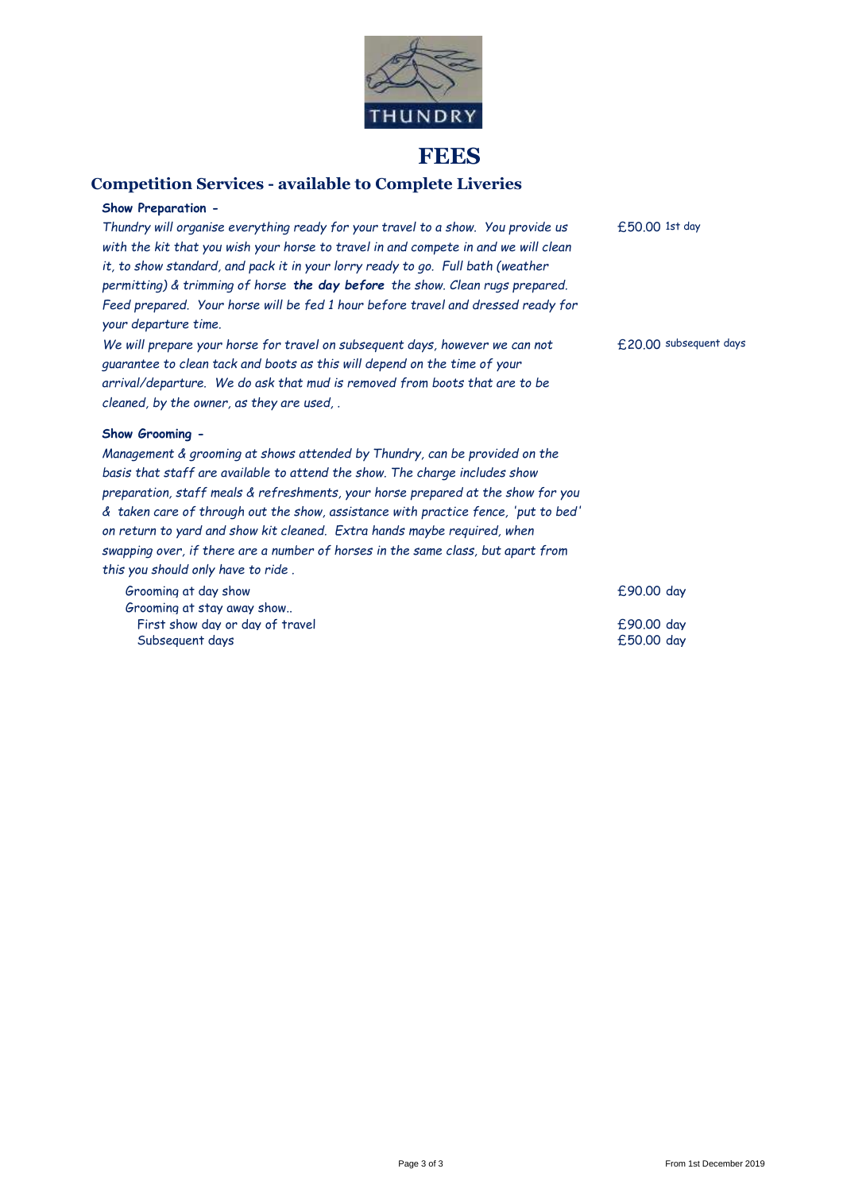THUNDRY

# FEES

## Competition Services - available to Complete Liveries

**Show Preparation -**

*Thundry will organise everything ready for your travel to a show. You provide us with the kit that you wish your horse to travel in and compete in and we will clean it, to show standard, and pack it in your lorry ready to go. Full bath (weather permitting) & trimming of horse* ***the day before*** *the show. Clean rugs prepared. Feed prepared. Your horse will be fed 1 hour before travel and dressed ready for your departure time.* £50.00 1st day

*We will prepare your horse for travel on subsequent days, however we can not guarantee to clean tack and boots as this will depend on the time of your arrival/departure. We do ask that mud is removed from boots that are to be cleaned, by the owner, as they are used, .* £20.00 subsequent days

**Show Grooming -**

*Management & grooming at shows attended by Thundry, can be provided on the basis that staff are available to attend the show. The charge includes show preparation, staff meals & refreshments, your horse prepared at the show for you & taken care of through out the show, assistance with practice fence, 'put to bed' on return to yard and show kit cleaned. Extra hands maybe required, when swapping over, if there are a number of horses in the same class, but apart from this you should only have to ride .*

| | |
|---|---|
| Grooming at day show | £90.00 day |
| Grooming at stay away show.. | |
| First show day or day of travel | £90.00 day |
| Subsequent days | £50.00 day |

From 1st December 2019